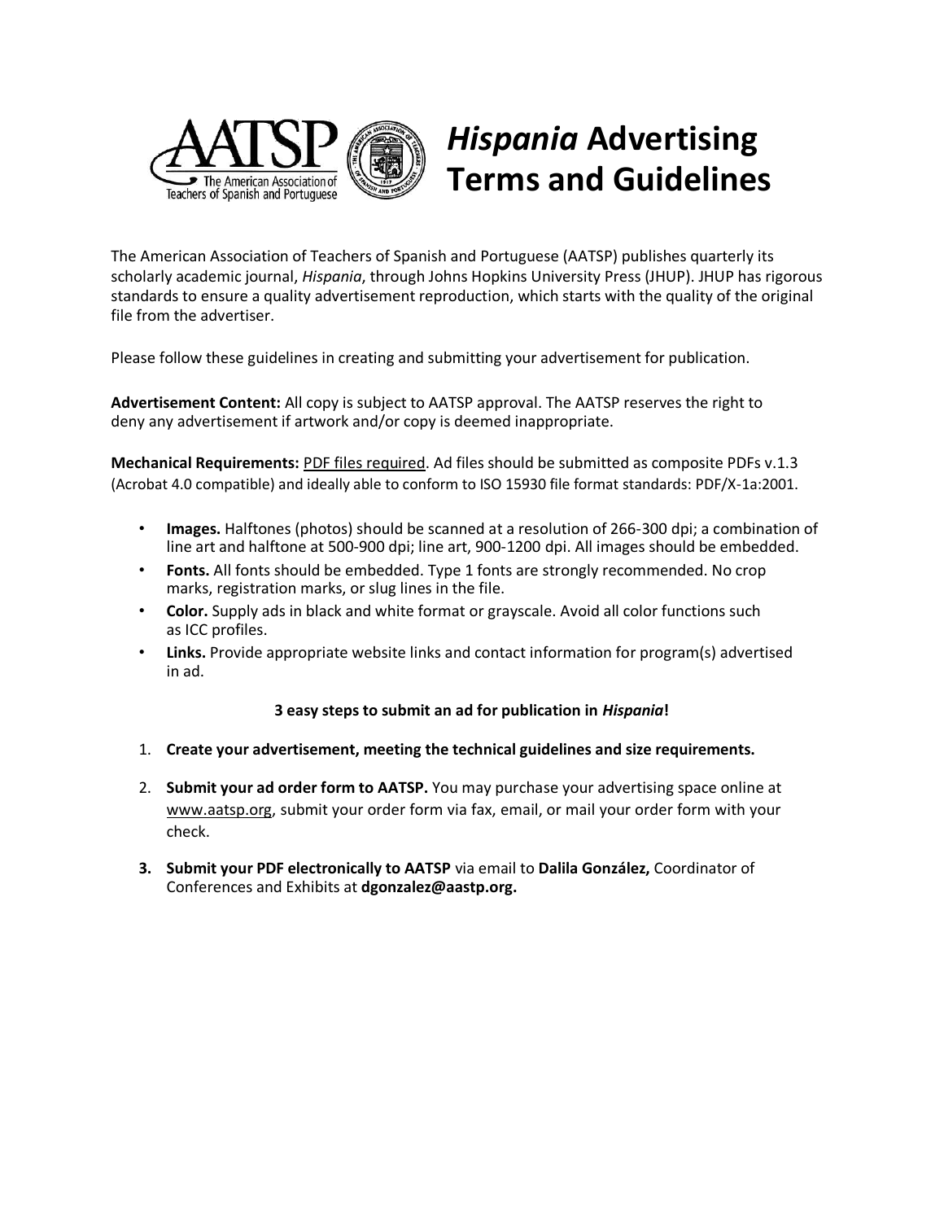# *Hispania* Advertising Terms and Guidelines

The American Association of Teachers of Spanish and Portuguese (AATSP) publishes quarterly its scholarly academic journal, *Hispania*, through Johns Hopkins University Press (JHUP). JHUP has rigorous standards to ensure a quality advertisement reproduction, which starts with the quality of the original file from the advertiser.

Please follow these guidelines in creating and submitting your advertisement for publication.

**Advertisement Content:** All copy is subject to AATSP approval. The AATSP reserves the right to deny any advertisement if artwork and/or copy is deemed inappropriate.

**Mechanical Requirements:** PDF files required. Ad files should be submitted as composite PDFs v.1.3 (Acrobat 4.0 compatible) and ideally able to conform to ISO 15930 file format standards: PDF/X-1a:2001.

- **Images.** Halftones (photos) should be scanned at a resolution of 266-300 dpi; a combination of line art and halftone at 500-900 dpi; line art, 900-1200 dpi. All images should be embedded.
- **Fonts.** All fonts should be embedded. Type 1 fonts are strongly recommended. No crop marks, registration marks, or slug lines in the file.
- **Color.** Supply ads in black and white format or grayscale. Avoid all color functions such as ICC profiles.
- **Links.** Provide appropriate website links and contact information for program(s) advertised in ad.

**3 easy steps to submit an ad for publication in *Hispania*!**

1. **Create your advertisement, meeting the technical guidelines and size requirements.**
2. **Submit your ad order form to AATSP.** You may purchase your advertising space online at www.aatsp.org, submit your order form via fax, email, or mail your order form with your check.
3. **Submit your PDF electronically to AATSP** via email to **Dalila González,** Coordinator of Conferences and Exhibits at **dgonzalez@aastp.org.**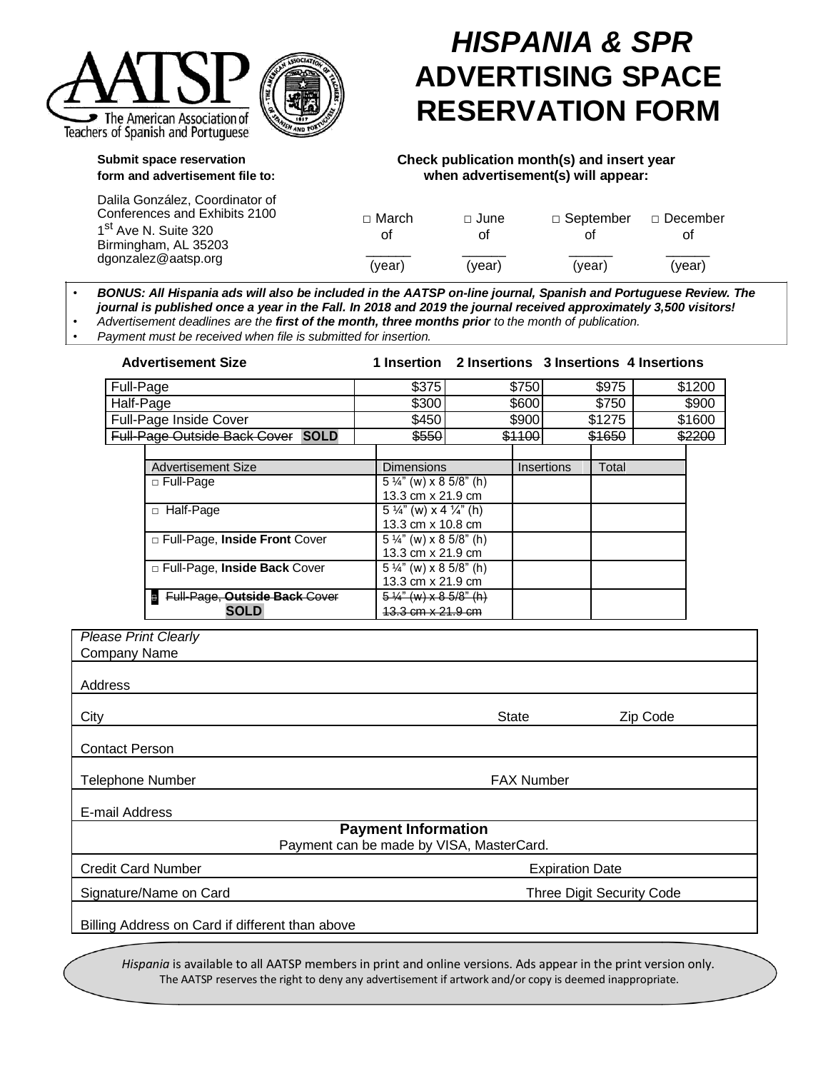The American Association of Teachers of Spanish and Portuguese

# *HISPANIA & SPR* ADVERTISING SPACE RESERVATION FORM

**Submit space reservation form and advertisement file to:**

Dalila González, Coordinator of Conferences and Exhibits 2100 1st Ave N. Suite 320
Birmingham, AL 35203
dgonzalez@aatsp.org

**Check publication month(s) and insert year when advertisement(s) will appear:**

□ March of ______ (year) □ June of ______ (year) □ September of ______ (year) □ December of ______ (year)

- ***BONUS: All Hispania ads will also be included in the AATSP on-line journal, Spanish and Portuguese Review. The journal is published once a year in the Fall. In 2018 and 2019 the journal received approximately 3,500 visitors!***
- *Advertisement deadlines are the **first of the month, three months prior** to the month of publication.*
- *Payment must be received when file is submitted for insertion.*

| Advertisement Size | 1 Insertion | 2 Insertions | 3 Insertions | 4 Insertions |
|---|---|---|---|---|
| Full-Page | $375 | $750 | $975 | $1200 |
| Half-Page | $300 | $600 | $750 | $900 |
| Full-Page Inside Cover | $450 | $900 | $1275 | $1600 |
| ~~Full-Page Outside Back Cover~~ **SOLD** | ~~$550~~ | ~~$1100~~ | ~~$1650~~ | ~~$2200~~ |

| Advertisement Size | Dimensions | Insertions | Total |
|---|---|---|---|
| □ Full-Page | 5 ¼" (w) x 8 5/8" (h) 13.3 cm x 21.9 cm | | |
| □ Half-Page | 5 ¼" (w) x 4 ¼" (h) 13.3 cm x 10.8 cm | | |
| □ Full-Page, **Inside Front** Cover | 5 ¼" (w) x 8 5/8" (h) 13.3 cm x 21.9 cm | | |
| □ Full-Page, **Inside Back** Cover | 5 ¼" (w) x 8 5/8" (h) 13.3 cm x 21.9 cm | | |
| ~~Full-Page, **Outside Back** Cover~~ **SOLD** | ~~5 ¼" (w) x 8 5/8" (h) 13.3 cm x 21.9 cm~~ | | |

*Please Print Clearly*

Company Name

Address

City State Zip Code

Contact Person

Telephone Number FAX Number

E-mail Address

**Payment Information**

Payment can be made by VISA, MasterCard.

Credit Card Number Expiration Date

Signature/Name on Card Three Digit Security Code

Billing Address on Card if different than above

*Hispania* is available to all AATSP members in print and online versions. Ads appear in the print version only.
The AATSP reserves the right to deny any advertisement if artwork and/or copy is deemed inappropriate.